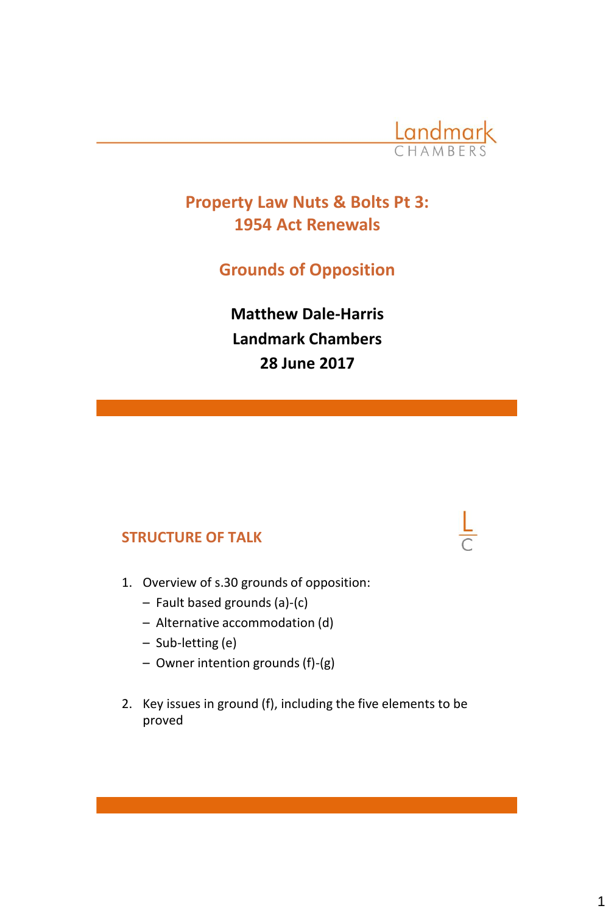Landmark Chambers

# Property Law Nuts & Bolts Pt 3: 1954 Act Renewals

## Grounds of Opposition

**Matthew Dale-Harris**

**Landmark Chambers**

**28 June 2017**

## STRUCTURE OF TALK

1. Overview of s.30 grounds of opposition:
   - Fault based grounds (a)-(c)
   - Alternative accommodation (d)
   - Sub-letting (e)
   - Owner intention grounds (f)-(g)

2. Key issues in ground (f), including the five elements to be proved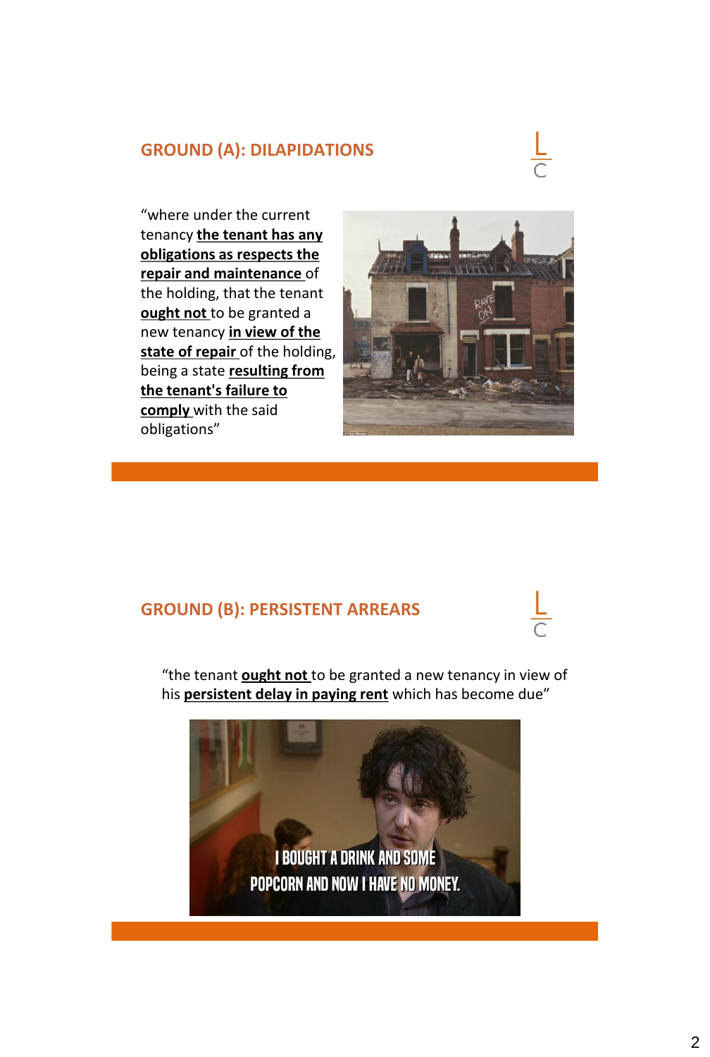## GROUND (A): DILAPIDATIONS

"where under the current tenancy **the tenant has any obligations as respects the repair and maintenance** of the holding, that the tenant **ought not** to be granted a new tenancy **in view of the state of repair** of the holding, being a state **resulting from the tenant's failure to comply** with the said obligations"

## GROUND (B): PERSISTENT ARREARS

"the tenant **ought not** to be granted a new tenancy in view of his **persistent delay in paying rent** which has become due"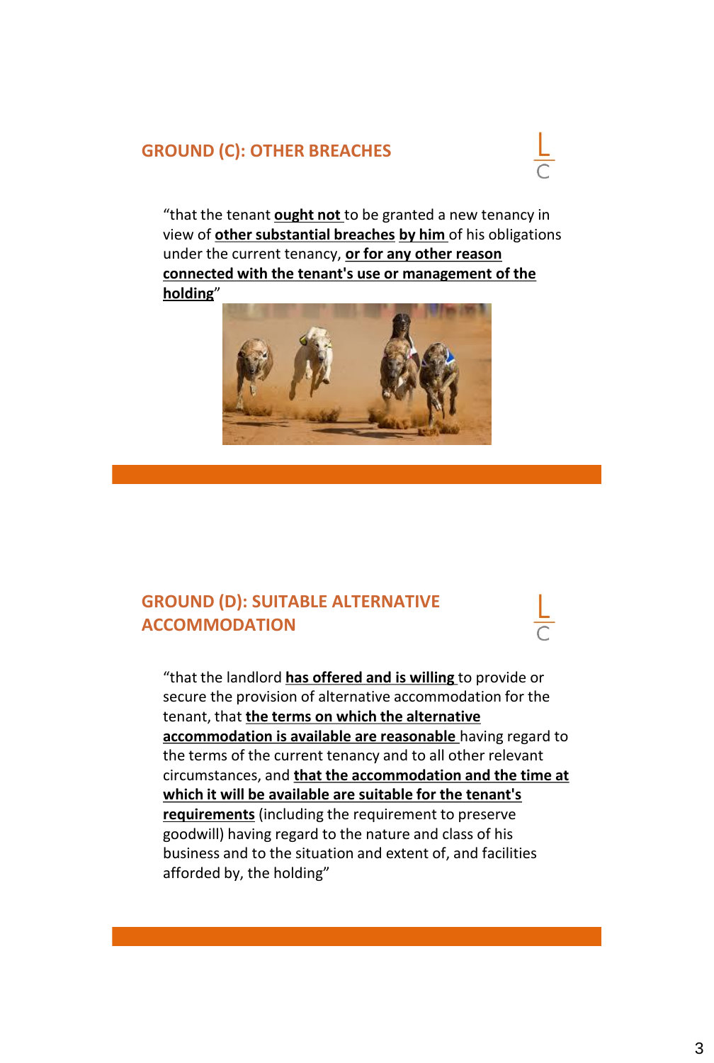## GROUND (C): OTHER BREACHES

"that the tenant **ought not** to be granted a new tenancy in view of **other substantial breaches** **by him** of his obligations under the current tenancy, **or for any other reason connected with the tenant's use or management of the holding**"

## GROUND (D): SUITABLE ALTERNATIVE ACCOMMODATION

"that the landlord **has offered and is willing** to provide or secure the provision of alternative accommodation for the tenant, that **the terms on which the alternative accommodation is available are reasonable** having regard to the terms of the current tenancy and to all other relevant circumstances, and **that the accommodation and the time at which it will be available are suitable for the tenant's requirements** (including the requirement to preserve goodwill) having regard to the nature and class of his business and to the situation and extent of, and facilities afforded by, the holding"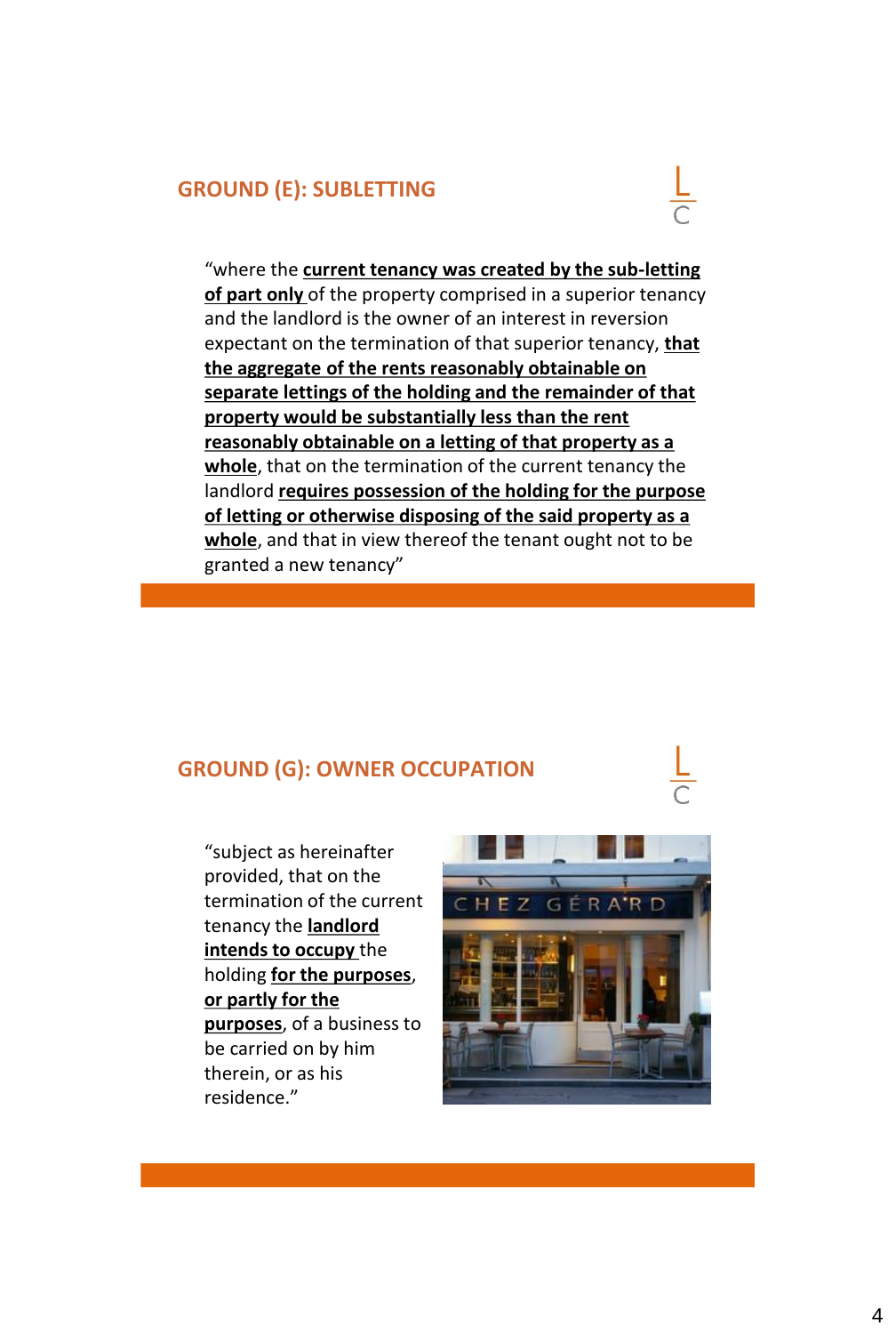## GROUND (E): SUBLETTING

"where the **current tenancy was created by the sub-letting of part only** of the property comprised in a superior tenancy and the landlord is the owner of an interest in reversion expectant on the termination of that superior tenancy, **that the aggregate of the rents reasonably obtainable on separate lettings of the holding and the remainder of that property would be substantially less than the rent reasonably obtainable on a letting of that property as a whole**, that on the termination of the current tenancy the landlord **requires possession of the holding for the purpose of letting or otherwise disposing of the said property as a whole**, and that in view thereof the tenant ought not to be granted a new tenancy"

## GROUND (G): OWNER OCCUPATION

"subject as hereinafter provided, that on the termination of the current tenancy the **landlord intends to occupy** the holding **for the purposes**, **or partly for the purposes**, of a business to be carried on by him therein, or as his residence."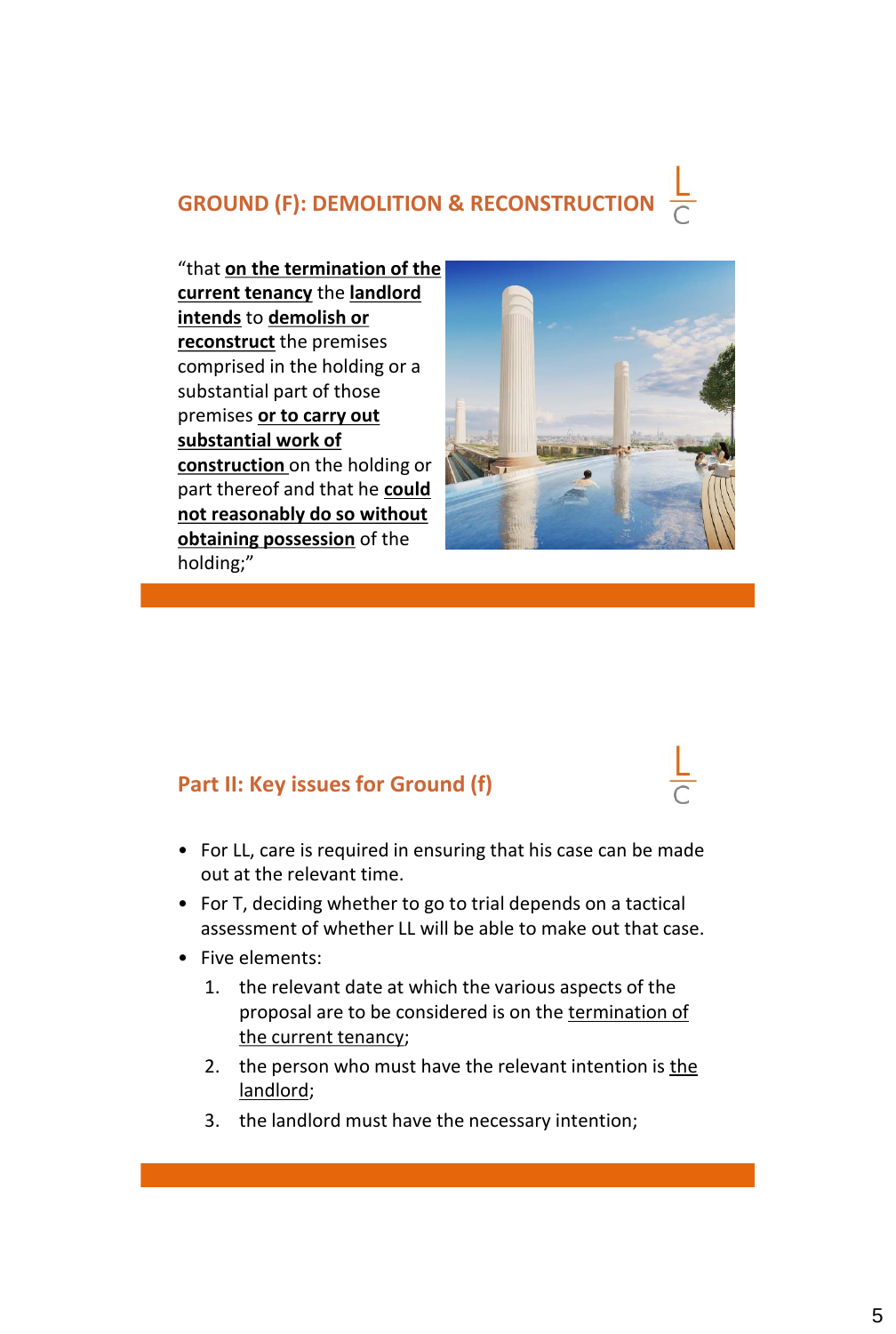## GROUND (F): DEMOLITION & RECONSTRUCTION

"that **on the termination of the current tenancy** the **landlord intends** to **demolish or reconstruct** the premises comprised in the holding or a substantial part of those premises **or to carry out substantial work of construction** on the holding or part thereof and that he **could not reasonably do so without obtaining possession** of the holding;"

## Part II: Key issues for Ground (f)

- For LL, care is required in ensuring that his case can be made out at the relevant time.
- For T, deciding whether to go to trial depends on a tactical assessment of whether LL will be able to make out that case.
- Five elements:
  1. the relevant date at which the various aspects of the proposal are to be considered is on the termination of the current tenancy;
  2. the person who must have the relevant intention is the landlord;
  3. the landlord must have the necessary intention;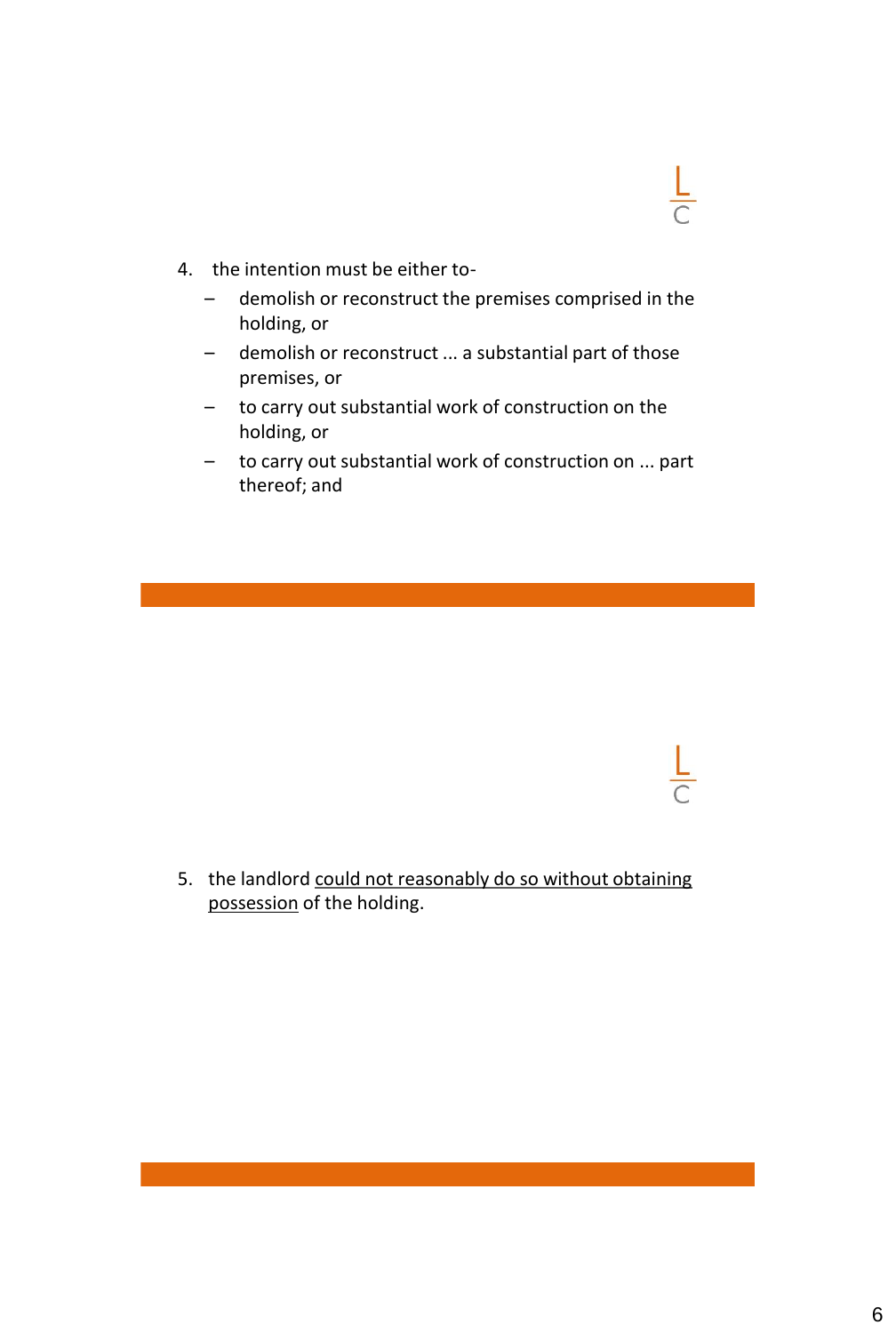4. the intention must be either to-
   - demolish or reconstruct the premises comprised in the holding, or
   - demolish or reconstruct ... a substantial part of those premises, or
   - to carry out substantial work of construction on the holding, or
   - to carry out substantial work of construction on ... part thereof; and

5. the landlord <u>could not reasonably do so without obtaining possession</u> of the holding.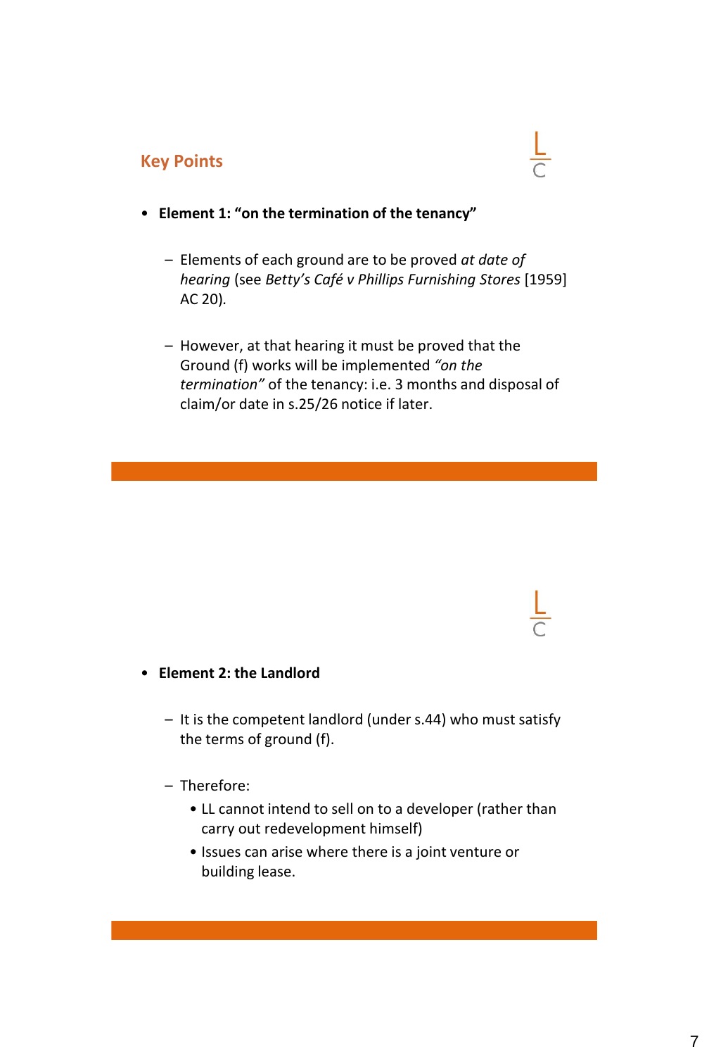## Key Points

- **Element 1: "on the termination of the tenancy"**
  - Elements of each ground are to be proved *at date of hearing* (see *Betty's Café v Phillips Furnishing Stores* [1959] AC 20).
  - However, at that hearing it must be proved that the Ground (f) works will be implemented *"on the termination"* of the tenancy: i.e. 3 months and disposal of claim/or date in s.25/26 notice if later.

- **Element 2: the Landlord**
  - It is the competent landlord (under s.44) who must satisfy the terms of ground (f).
  - Therefore:
    - LL cannot intend to sell on to a developer (rather than carry out redevelopment himself)
    - Issues can arise where there is a joint venture or building lease.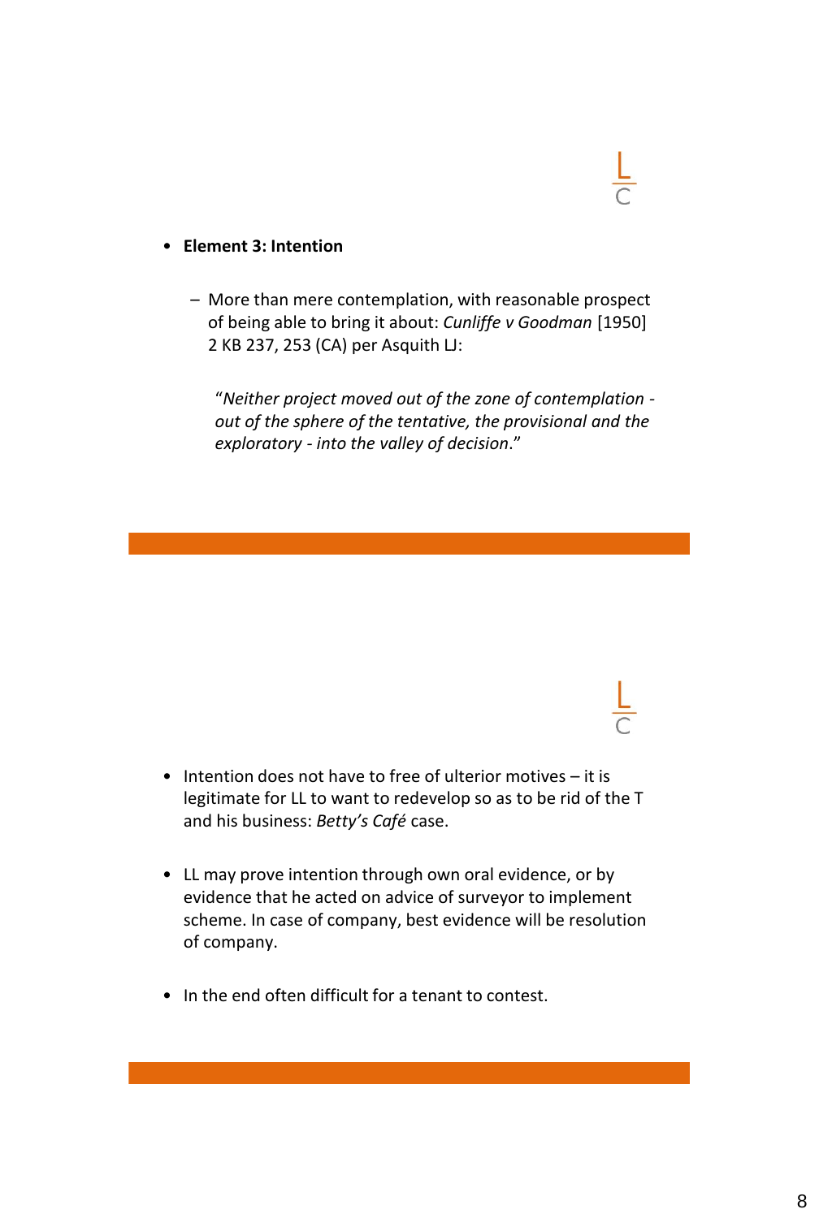- **Element 3: Intention**

  - More than mere contemplation, with reasonable prospect of being able to bring it about: *Cunliffe v Goodman* [1950] 2 KB 237, 253 (CA) per Asquith LJ:

    "*Neither project moved out of the zone of contemplation - out of the sphere of the tentative, the provisional and the exploratory - into the valley of decision*."

- Intention does not have to free of ulterior motives – it is legitimate for LL to want to redevelop so as to be rid of the T and his business: *Betty's Café* case.

- LL may prove intention through own oral evidence, or by evidence that he acted on advice of surveyor to implement scheme. In case of company, best evidence will be resolution of company.

- In the end often difficult for a tenant to contest.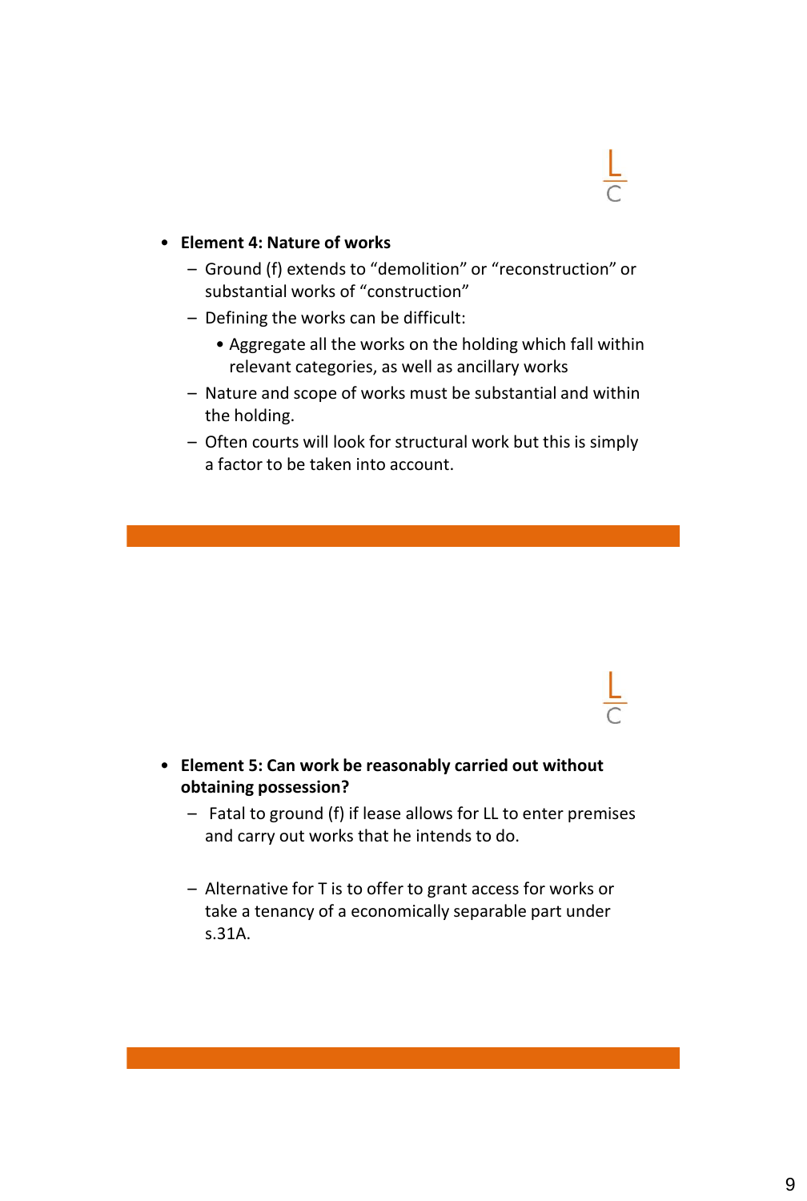- **Element 4: Nature of works**
  - Ground (f) extends to “demolition” or “reconstruction” or substantial works of “construction”
  - Defining the works can be difficult:
    - Aggregate all the works on the holding which fall within relevant categories, as well as ancillary works
  - Nature and scope of works must be substantial and within the holding.
  - Often courts will look for structural work but this is simply a factor to be taken into account.

- **Element 5: Can work be reasonably carried out without obtaining possession?**
  - Fatal to ground (f) if lease allows for LL to enter premises and carry out works that he intends to do.
  - Alternative for T is to offer to grant access for works or take a tenancy of a economically separable part under s.31A.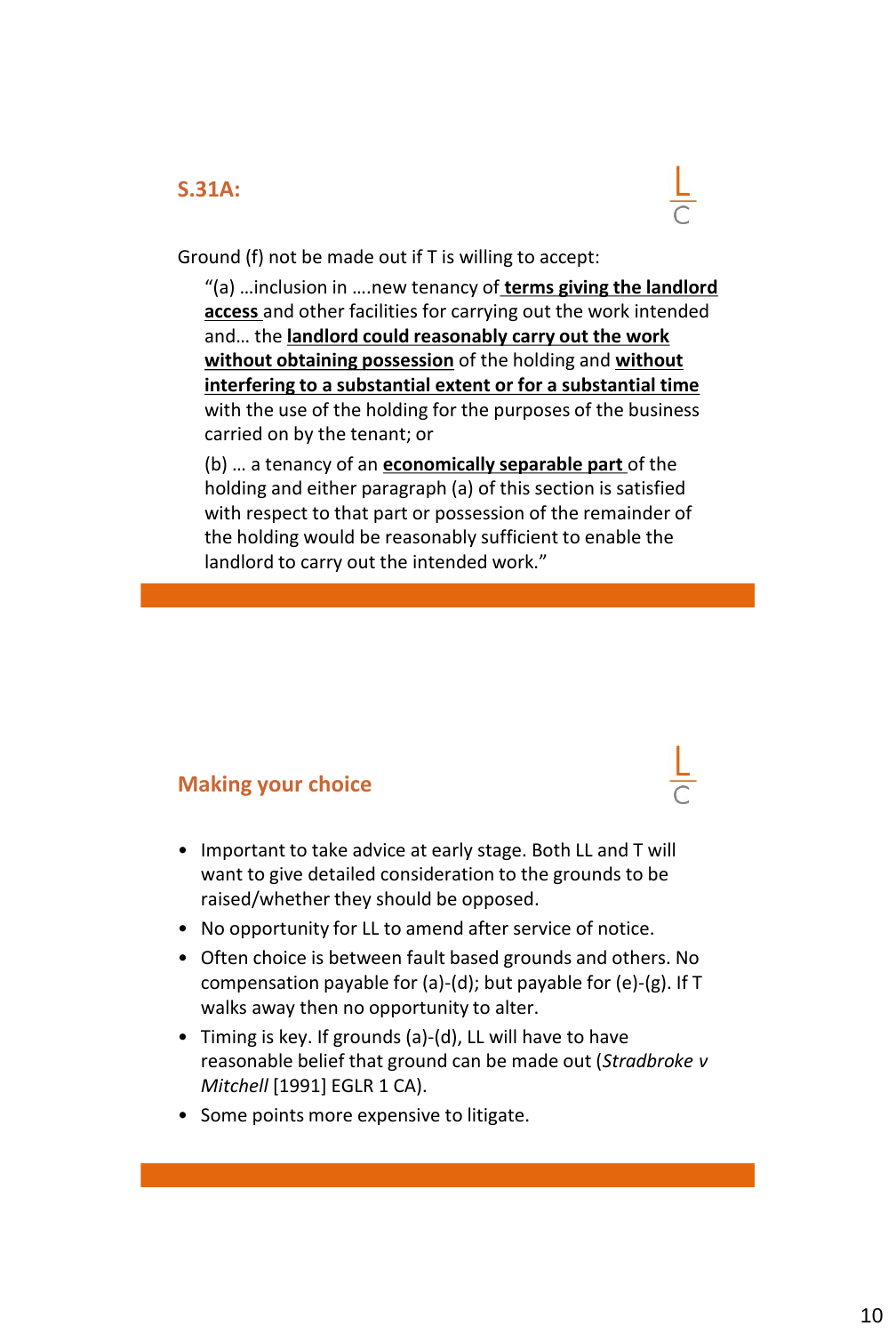## S.31A:

Ground (f) not be made out if T is willing to accept:

> "(a) …inclusion in ….new tenancy of **terms giving the landlord access** and other facilities for carrying out the work intended and… the **landlord could reasonably carry out the work without obtaining possession** of the holding and **without interfering to a substantial extent or for a substantial time** with the use of the holding for the purposes of the business carried on by the tenant; or
>
> (b) … a tenancy of an **economically separable part** of the holding and either paragraph (a) of this section is satisfied with respect to that part or possession of the remainder of the holding would be reasonably sufficient to enable the landlord to carry out the intended work."

## Making your choice

- Important to take advice at early stage. Both LL and T will want to give detailed consideration to the grounds to be raised/whether they should be opposed.
- No opportunity for LL to amend after service of notice.
- Often choice is between fault based grounds and others. No compensation payable for (a)-(d); but payable for (e)-(g). If T walks away then no opportunity to alter.
- Timing is key. If grounds (a)-(d), LL will have to have reasonable belief that ground can be made out (*Stradbroke v Mitchell* [1991] EGLR 1 CA).
- Some points more expensive to litigate.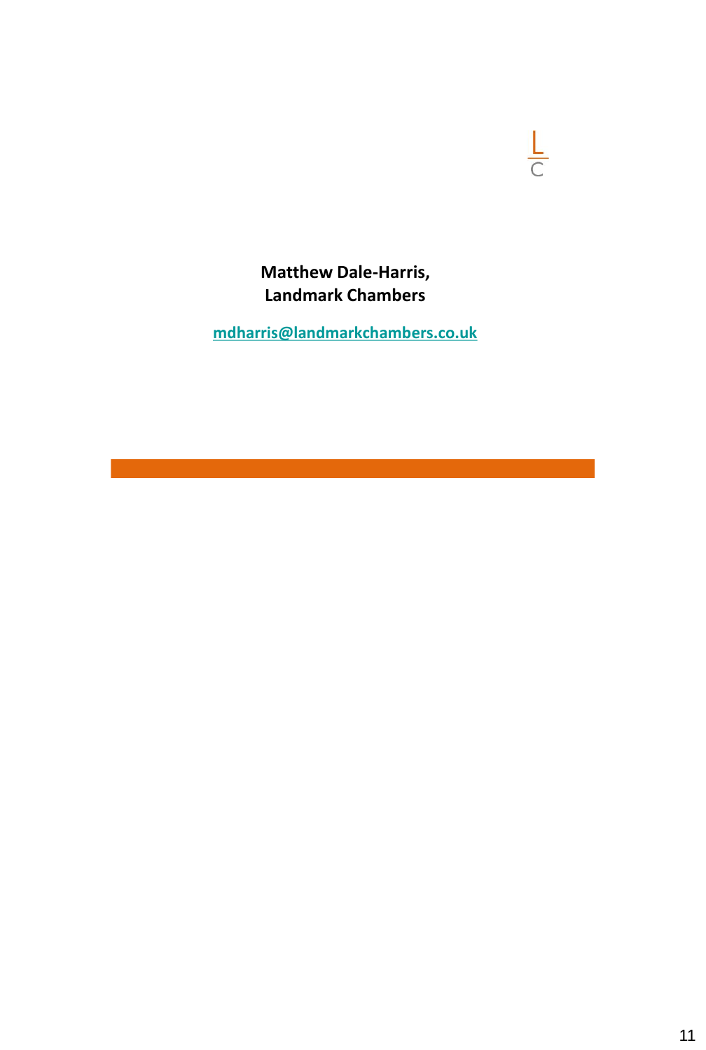**Matthew Dale-Harris,**
**Landmark Chambers**

[mdharris@landmarkchambers.co.uk](mailto:mdharris@landmarkchambers.co.uk)